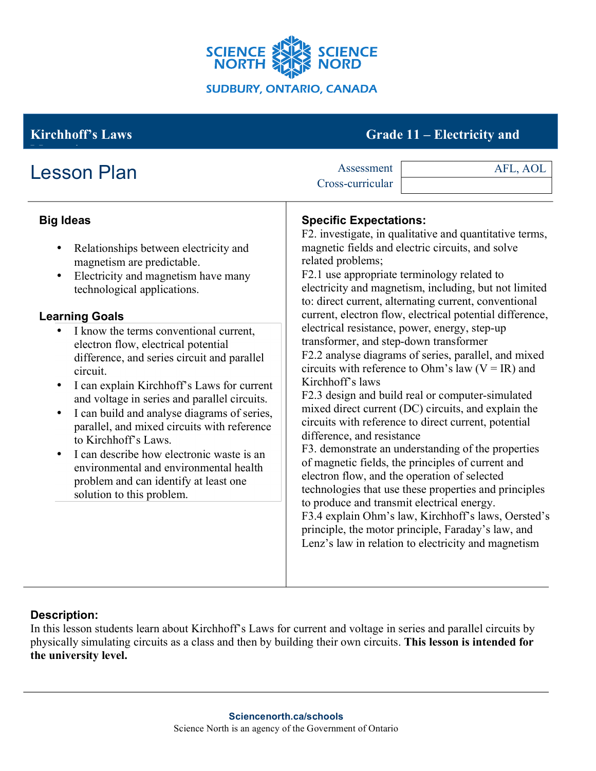SCIENCE NORTH SCIENCE NORD

SUDBURY, ONTARIO, CANADA

**Kirchhoff's Laws** **Grade 11 – Electricity and**

# Lesson Plan

| Assessment | AFL, AOL |
| --- | --- |
| Cross-curricular | |

## Big Ideas

- Relationships between electricity and magnetism are predictable.
- Electricity and magnetism have many technological applications.

## Learning Goals

- I know the terms conventional current, electron flow, electrical potential difference, and series circuit and parallel circuit.
- I can explain Kirchhoff's Laws for current and voltage in series and parallel circuits.
- I can build and analyse diagrams of series, parallel, and mixed circuits with reference to Kirchhoff's Laws.
- I can describe how electronic waste is an environmental and environmental health problem and can identify at least one solution to this problem.

## Specific Expectations:

F2. investigate, in qualitative and quantitative terms, magnetic fields and electric circuits, and solve related problems;

F2.1 use appropriate terminology related to electricity and magnetism, including, but not limited to: direct current, alternating current, conventional current, electron flow, electrical potential difference, electrical resistance, power, energy, step-up transformer, and step-down transformer

F2.2 analyse diagrams of series, parallel, and mixed circuits with reference to Ohm's law (V = IR) and Kirchhoff's laws

F2.3 design and build real or computer-simulated mixed direct current (DC) circuits, and explain the circuits with reference to direct current, potential difference, and resistance

F3. demonstrate an understanding of the properties of magnetic fields, the principles of current and electron flow, and the operation of selected technologies that use these properties and principles to produce and transmit electrical energy.

F3.4 explain Ohm's law, Kirchhoff's laws, Oersted's principle, the motor principle, Faraday's law, and Lenz's law in relation to electricity and magnetism

## Description:

In this lesson students learn about Kirchhoff's Laws for current and voltage in series and parallel circuits by physically simulating circuits as a class and then by building their own circuits. **This lesson is intended for the university level.**

**Sciencenorth.ca/schools**

Science North is an agency of the Government of Ontario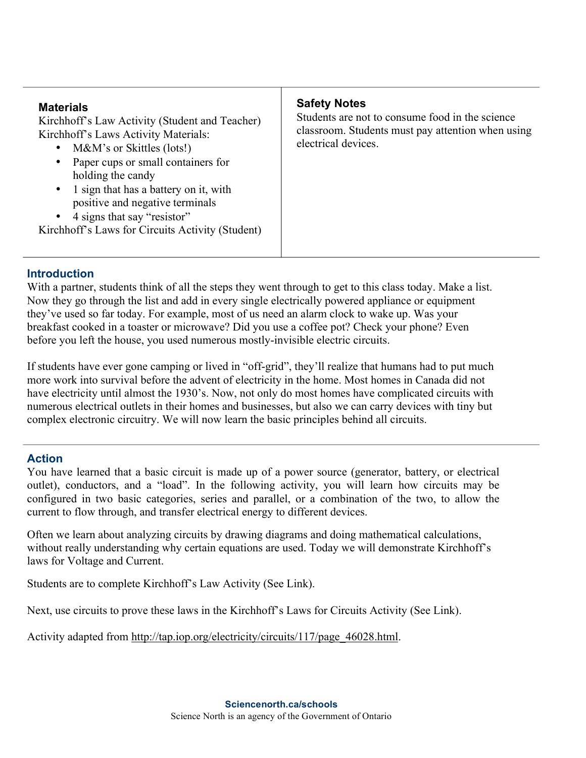| **Materials**<br>Kirchhoff's Law Activity (Student and Teacher)<br>Kirchhoff's Laws Activity Materials:<br>• M&M's or Skittles (lots!)<br>• Paper cups or small containers for holding the candy<br>• 1 sign that has a battery on it, with positive and negative terminals<br>• 4 signs that say "resistor"<br>Kirchhoff's Laws for Circuits Activity (Student) | **Safety Notes**<br>Students are not to consume food in the science classroom. Students must pay attention when using electrical devices. |
|---|---|

## Introduction

With a partner, students think of all the steps they went through to get to this class today. Make a list. Now they go through the list and add in every single electrically powered appliance or equipment they've used so far today. For example, most of us need an alarm clock to wake up. Was your breakfast cooked in a toaster or microwave? Did you use a coffee pot? Check your phone? Even before you left the house, you used numerous mostly-invisible electric circuits.

If students have ever gone camping or lived in "off-grid", they'll realize that humans had to put much more work into survival before the advent of electricity in the home. Most homes in Canada did not have electricity until almost the 1930's. Now, not only do most homes have complicated circuits with numerous electrical outlets in their homes and businesses, but also we can carry devices with tiny but complex electronic circuitry. We will now learn the basic principles behind all circuits.

## Action

You have learned that a basic circuit is made up of a power source (generator, battery, or electrical outlet), conductors, and a "load". In the following activity, you will learn how circuits may be configured in two basic categories, series and parallel, or a combination of the two, to allow the current to flow through, and transfer electrical energy to different devices.

Often we learn about analyzing circuits by drawing diagrams and doing mathematical calculations, without really understanding why certain equations are used. Today we will demonstrate Kirchhoff's laws for Voltage and Current.

Students are to complete Kirchhoff's Law Activity (See Link).

Next, use circuits to prove these laws in the Kirchhoff's Laws for Circuits Activity (See Link).

Activity adapted from http://tap.iop.org/electricity/circuits/117/page_46028.html.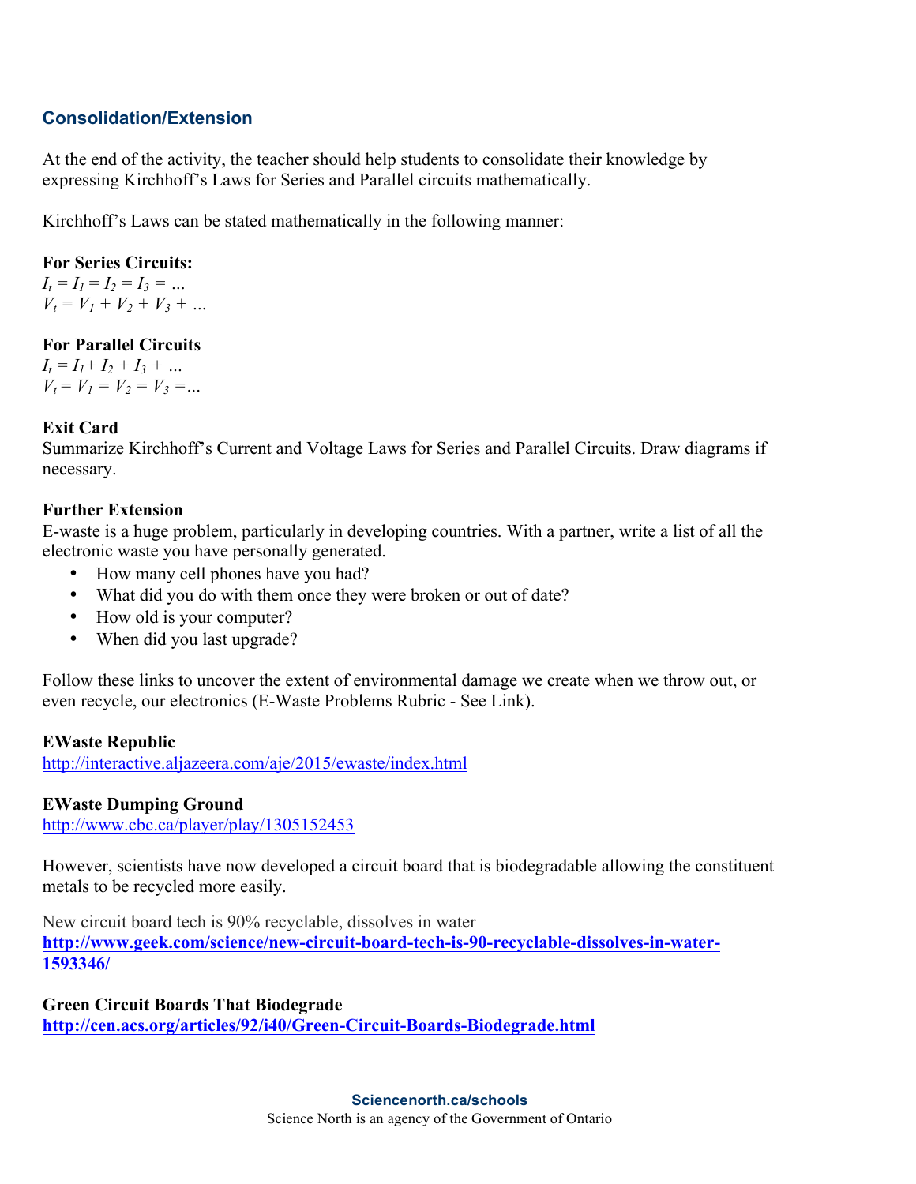## Consolidation/Extension

At the end of the activity, the teacher should help students to consolidate their knowledge by expressing Kirchhoff's Laws for Series and Parallel circuits mathematically.

Kirchhoff's Laws can be stated mathematically in the following manner:

**For Series Circuits:**
$I_t = I_1 = I_2 = I_3 = \ldots$
$V_t = V_1 + V_2 + V_3 + \ldots$

**For Parallel Circuits**
$I_t = I_1 + I_2 + I_3 + \ldots$
$V_t = V_1 = V_2 = V_3 = \ldots$

**Exit Card**
Summarize Kirchhoff's Current and Voltage Laws for Series and Parallel Circuits. Draw diagrams if necessary.

**Further Extension**
E-waste is a huge problem, particularly in developing countries. With a partner, write a list of all the electronic waste you have personally generated.

- How many cell phones have you had?
- What did you do with them once they were broken or out of date?
- How old is your computer?
- When did you last upgrade?

Follow these links to uncover the extent of environmental damage we create when we throw out, or even recycle, our electronics (E-Waste Problems Rubric - See Link).

**EWaste Republic**
http://interactive.aljazeera.com/aje/2015/ewaste/index.html

**EWaste Dumping Ground**
http://www.cbc.ca/player/play/1305152453

However, scientists have now developed a circuit board that is biodegradable allowing the constituent metals to be recycled more easily.

New circuit board tech is 90% recyclable, dissolves in water
**http://www.geek.com/science/new-circuit-board-tech-is-90-recyclable-dissolves-in-water-1593346/**

**Green Circuit Boards That Biodegrade**
**http://cen.acs.org/articles/92/i40/Green-Circuit-Boards-Biodegrade.html**